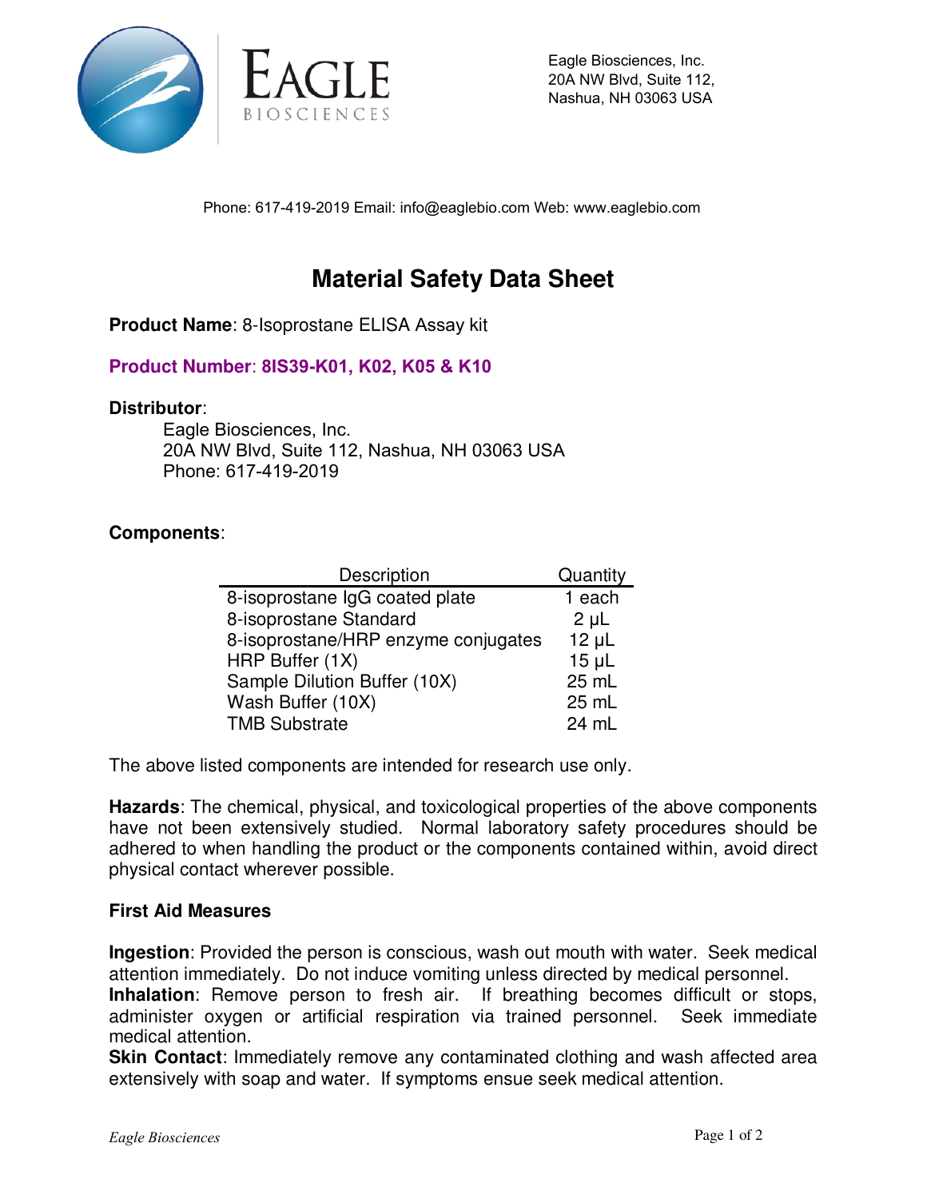Eagle Biosciences, Inc.
20A NW Blvd, Suite 112,
Nashua, NH 03063 USA

Phone: 617-419-2019 Email: info@eaglebio.com Web: www.eaglebio.com

# Material Safety Data Sheet

**Product Name**: 8-Isoprostane ELISA Assay kit

**Product Number**: **8IS39-K01, K02, K05 & K10**

**Distributor**:

Eagle Biosciences, Inc.
20A NW Blvd, Suite 112, Nashua, NH 03063 USA
Phone: 617-419-2019

**Components**:

| Description | Quantity |
|---|---|
| 8-isoprostane IgG coated plate | 1 each |
| 8-isoprostane Standard | 2 µL |
| 8-isoprostane/HRP enzyme conjugates | 12 µL |
| HRP Buffer (1X) | 15 µL |
| Sample Dilution Buffer (10X) | 25 mL |
| Wash Buffer (10X) | 25 mL |
| TMB Substrate | 24 mL |

The above listed components are intended for research use only.

**Hazards**: The chemical, physical, and toxicological properties of the above components have not been extensively studied. Normal laboratory safety procedures should be adhered to when handling the product or the components contained within, avoid direct physical contact wherever possible.

### First Aid Measures

**Ingestion**: Provided the person is conscious, wash out mouth with water. Seek medical attention immediately. Do not induce vomiting unless directed by medical personnel.
**Inhalation**: Remove person to fresh air. If breathing becomes difficult or stops, administer oxygen or artificial respiration via trained personnel. Seek immediate medical attention.
**Skin Contact**: Immediately remove any contaminated clothing and wash affected area extensively with soap and water. If symptoms ensue seek medical attention.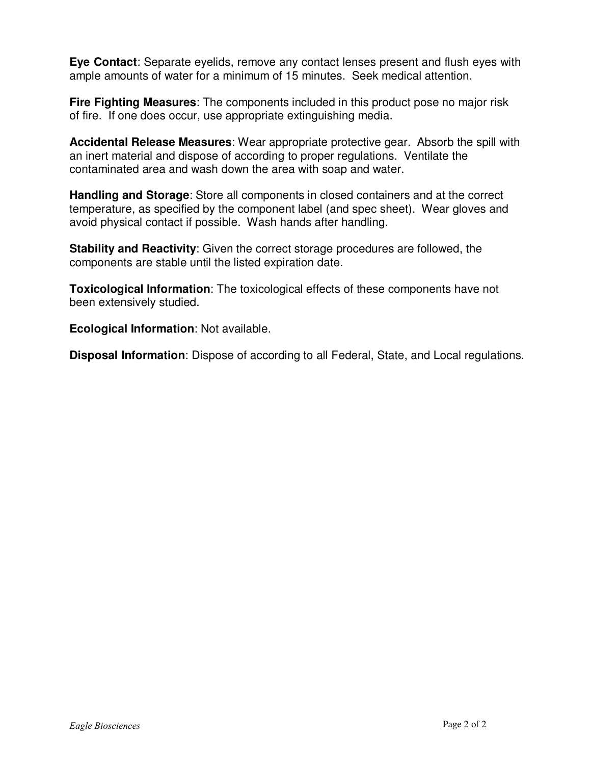**Eye Contact**: Separate eyelids, remove any contact lenses present and flush eyes with ample amounts of water for a minimum of 15 minutes. Seek medical attention.

**Fire Fighting Measures**: The components included in this product pose no major risk of fire. If one does occur, use appropriate extinguishing media.

**Accidental Release Measures**: Wear appropriate protective gear. Absorb the spill with an inert material and dispose of according to proper regulations. Ventilate the contaminated area and wash down the area with soap and water.

**Handling and Storage**: Store all components in closed containers and at the correct temperature, as specified by the component label (and spec sheet). Wear gloves and avoid physical contact if possible. Wash hands after handling.

**Stability and Reactivity**: Given the correct storage procedures are followed, the components are stable until the listed expiration date.

**Toxicological Information**: The toxicological effects of these components have not been extensively studied.

**Ecological Information**: Not available.

**Disposal Information**: Dispose of according to all Federal, State, and Local regulations.